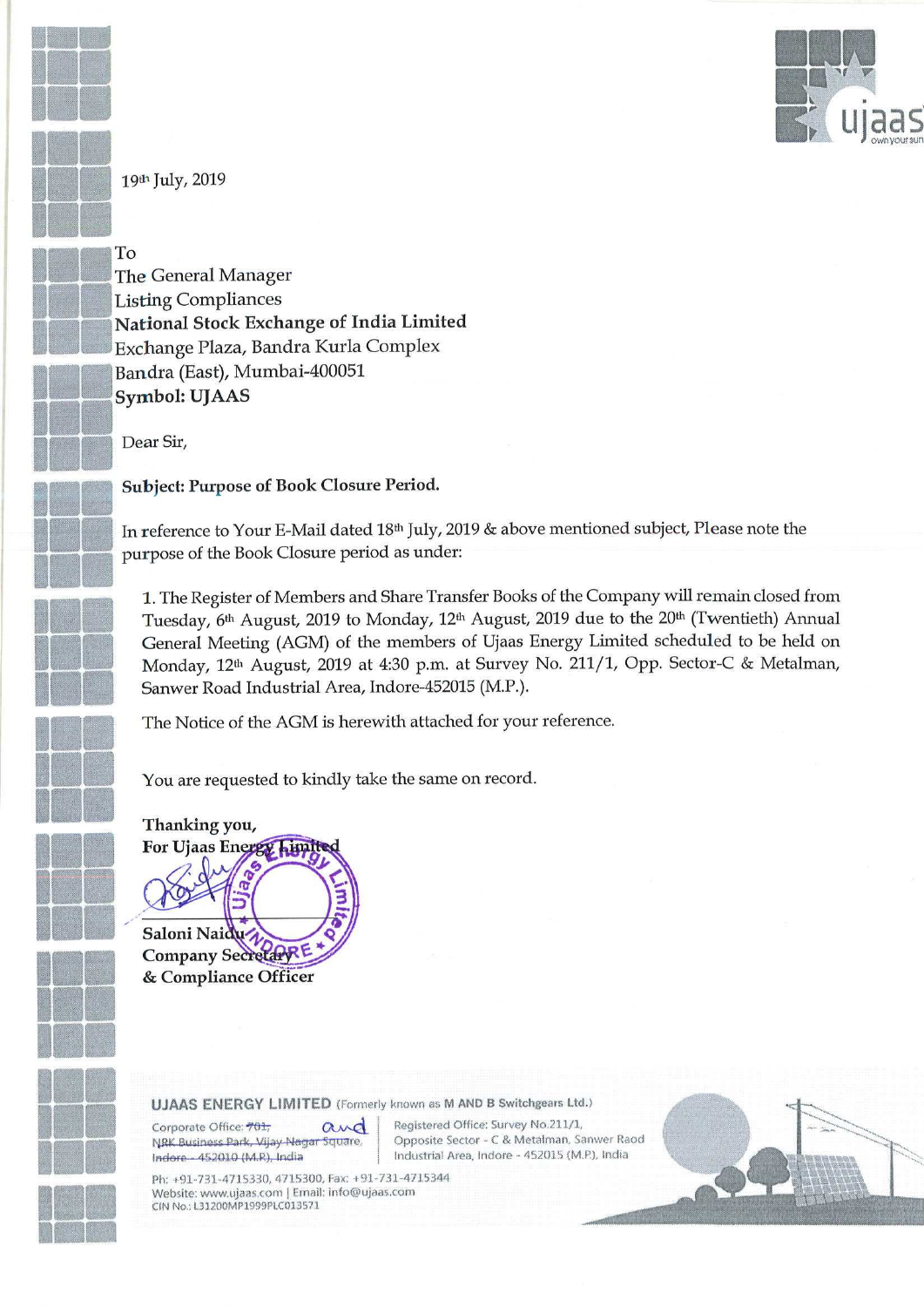19th July, 2019

To
The General Manager
Listing Compliances
**National Stock Exchange of India Limited**
Exchange Plaza, Bandra Kurla Complex
Bandra (East), Mumbai-400051
**Symbol: UJAAS**

Dear Sir,

**Subject: Purpose of Book Closure Period.**

In reference to Your E-Mail dated 18th July, 2019 & above mentioned subject, Please note the purpose of the Book Closure period as under:

1. The Register of Members and Share Transfer Books of the Company will remain closed from Tuesday, 6th August, 2019 to Monday, 12th August, 2019 due to the 20th (Twentieth) Annual General Meeting (AGM) of the members of Ujaas Energy Limited scheduled to be held on Monday, 12th August, 2019 at 4:30 p.m. at Survey No. 211/1, Opp. Sector-C & Metalman, Sanwer Road Industrial Area, Indore-452015 (M.P.).

The Notice of the AGM is herewith attached for your reference.

You are requested to kindly take the same on record.

**Thanking you,**
**For Ujaas Energy Limited**

**Saloni Naidu**
**Company Secretary**
**& Compliance Officer**

**UJAAS ENERGY LIMITED** (Formerly known as **M AND B Switchgears Ltd.**)

Corporate Office: ~~701,~~ and ~~NRK Business Park, Vijay Nagar Square, Indore - 452010 (M.P.), India~~

Registered Office: Survey No.211/1, Opposite Sector - C & Metalman, Sanwer Raod Industrial Area, Indore - 452015 (M.P.), India

Ph: +91-731-4715330, 4715300, Fax: +91-731-4715344
Website: www.ujaas.com | Email: info@ujaas.com
CIN No.: L31200MP1999PLC013571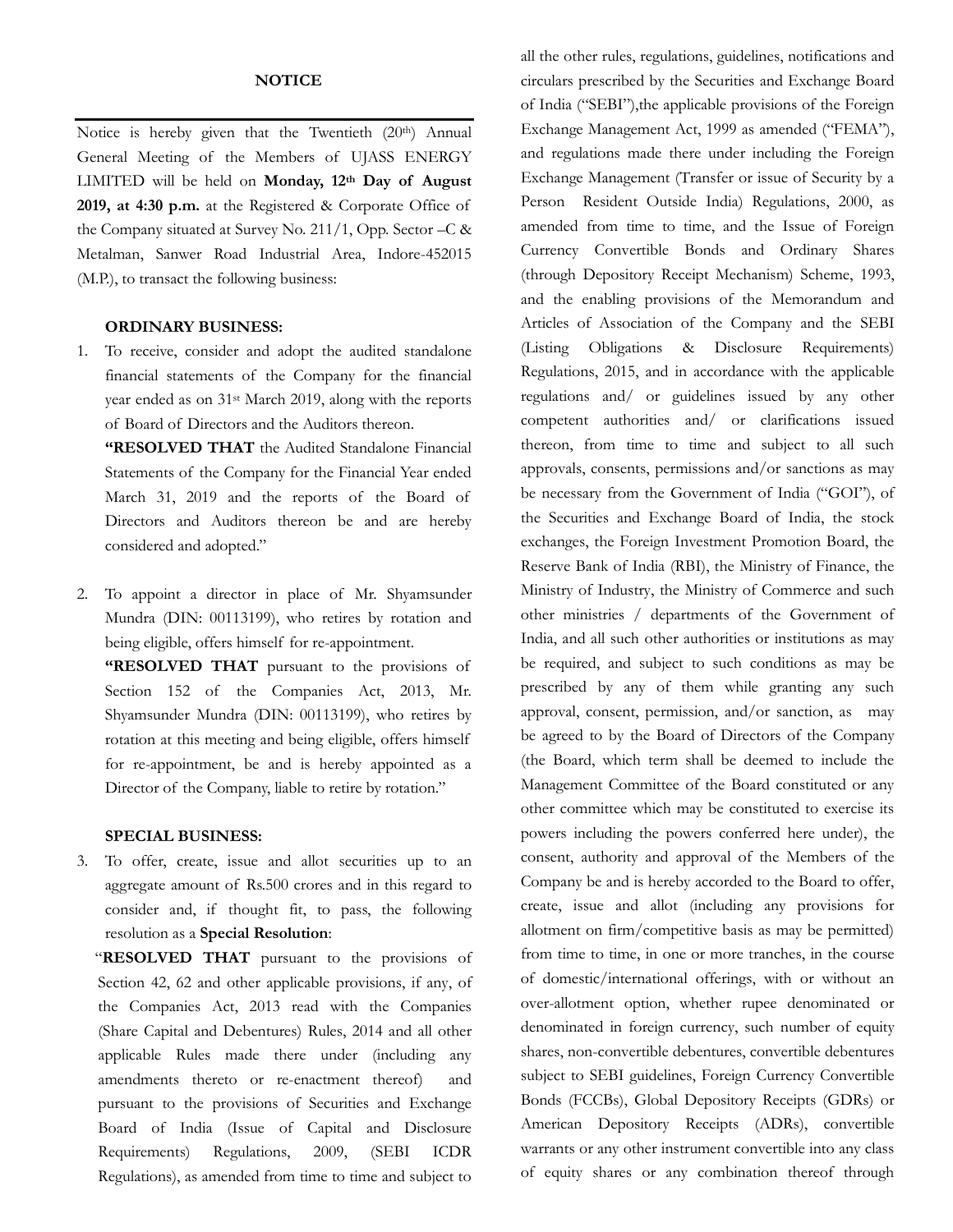# NOTICE

Notice is hereby given that the Twentieth (20th) Annual General Meeting of the Members of UJASS ENERGY LIMITED will be held on **Monday, 12th Day of August 2019, at 4:30 p.m.** at the Registered & Corporate Office of the Company situated at Survey No. 211/1, Opp. Sector –C & Metalman, Sanwer Road Industrial Area, Indore-452015 (M.P.), to transact the following business:

**ORDINARY BUSINESS:**

1. To receive, consider and adopt the audited standalone financial statements of the Company for the financial year ended as on 31st March 2019, along with the reports of Board of Directors and the Auditors thereon.

   **"RESOLVED THAT** the Audited Standalone Financial Statements of the Company for the Financial Year ended March 31, 2019 and the reports of the Board of Directors and Auditors thereon be and are hereby considered and adopted."

2. To appoint a director in place of Mr. Shyamsunder Mundra (DIN: 00113199), who retires by rotation and being eligible, offers himself for re-appointment.

   **"RESOLVED THAT** pursuant to the provisions of Section 152 of the Companies Act, 2013, Mr. Shyamsunder Mundra (DIN: 00113199), who retires by rotation at this meeting and being eligible, offers himself for re-appointment, be and is hereby appointed as a Director of the Company, liable to retire by rotation."

**SPECIAL BUSINESS:**

3. To offer, create, issue and allot securities up to an aggregate amount of Rs.500 crores and in this regard to consider and, if thought fit, to pass, the following resolution as a **Special Resolution**:

   "**RESOLVED THAT** pursuant to the provisions of Section 42, 62 and other applicable provisions, if any, of the Companies Act, 2013 read with the Companies (Share Capital and Debentures) Rules, 2014 and all other applicable Rules made there under (including any amendments thereto or re-enactment thereof) and pursuant to the provisions of Securities and Exchange Board of India (Issue of Capital and Disclosure Requirements) Regulations, 2009, (SEBI ICDR Regulations), as amended from time to time and subject to all the other rules, regulations, guidelines, notifications and circulars prescribed by the Securities and Exchange Board of India ("SEBI"),the applicable provisions of the Foreign Exchange Management Act, 1999 as amended ("FEMA"), and regulations made there under including the Foreign Exchange Management (Transfer or issue of Security by a Person Resident Outside India) Regulations, 2000, as amended from time to time, and the Issue of Foreign Currency Convertible Bonds and Ordinary Shares (through Depository Receipt Mechanism) Scheme, 1993, and the enabling provisions of the Memorandum and Articles of Association of the Company and the SEBI (Listing Obligations & Disclosure Requirements) Regulations, 2015, and in accordance with the applicable regulations and/ or guidelines issued by any other competent authorities and/ or clarifications issued thereon, from time to time and subject to all such approvals, consents, permissions and/or sanctions as may be necessary from the Government of India ("GOI"), of the Securities and Exchange Board of India, the stock exchanges, the Foreign Investment Promotion Board, the Reserve Bank of India (RBI), the Ministry of Finance, the Ministry of Industry, the Ministry of Commerce and such other ministries / departments of the Government of India, and all such other authorities or institutions as may be required, and subject to such conditions as may be prescribed by any of them while granting any such approval, consent, permission, and/or sanction, as may be agreed to by the Board of Directors of the Company (the Board, which term shall be deemed to include the Management Committee of the Board constituted or any other committee which may be constituted to exercise its powers including the powers conferred here under), the consent, authority and approval of the Members of the Company be and is hereby accorded to the Board to offer, create, issue and allot (including any provisions for allotment on firm/competitive basis as may be permitted) from time to time, in one or more tranches, in the course of domestic/international offerings, with or without an over-allotment option, whether rupee denominated or denominated in foreign currency, such number of equity shares, non-convertible debentures, convertible debentures subject to SEBI guidelines, Foreign Currency Convertible Bonds (FCCBs), Global Depository Receipts (GDRs) or American Depository Receipts (ADRs), convertible warrants or any other instrument convertible into any class of equity shares or any combination thereof through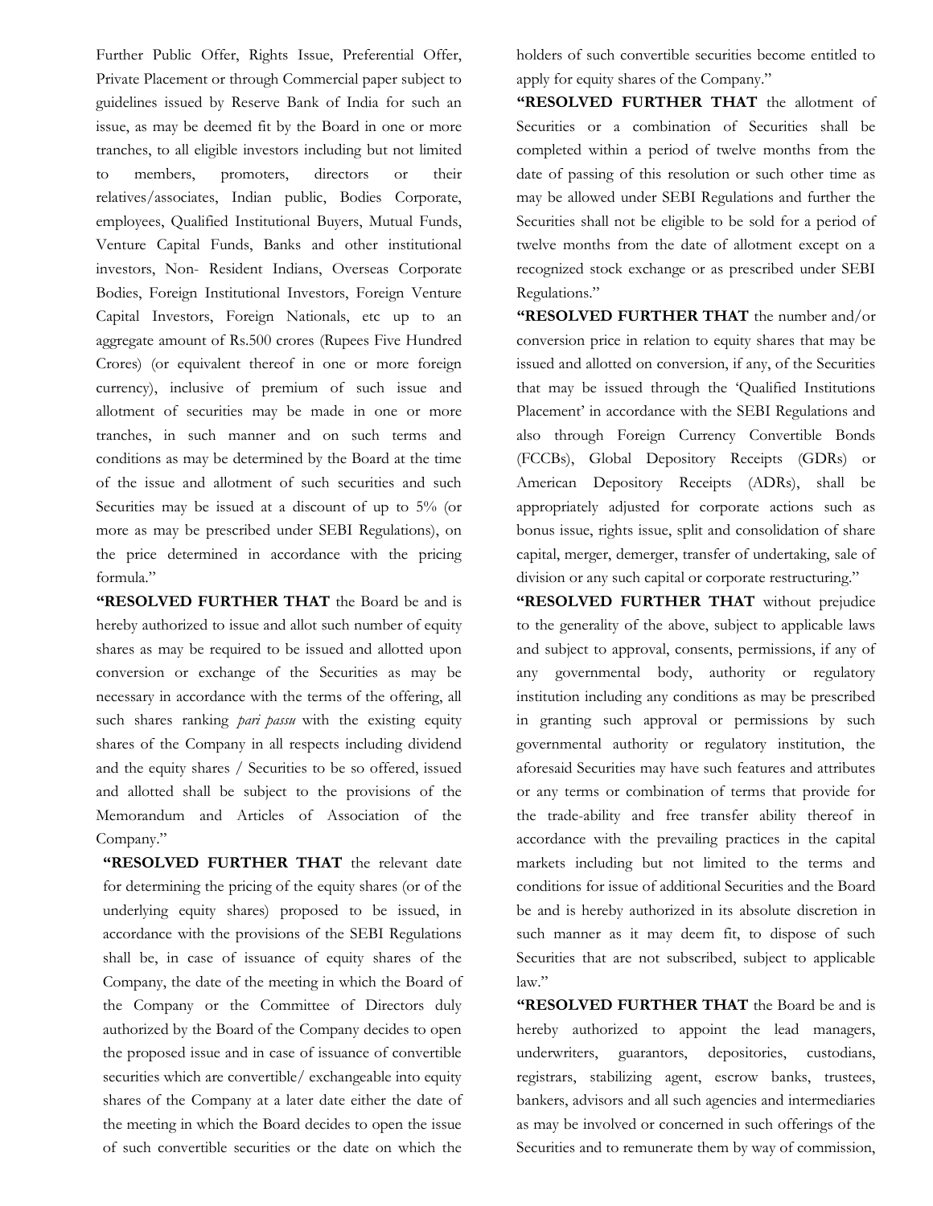Further Public Offer, Rights Issue, Preferential Offer, Private Placement or through Commercial paper subject to guidelines issued by Reserve Bank of India for such an issue, as may be deemed fit by the Board in one or more tranches, to all eligible investors including but not limited to members, promoters, directors or their relatives/associates, Indian public, Bodies Corporate, employees, Qualified Institutional Buyers, Mutual Funds, Venture Capital Funds, Banks and other institutional investors, Non- Resident Indians, Overseas Corporate Bodies, Foreign Institutional Investors, Foreign Venture Capital Investors, Foreign Nationals, etc up to an aggregate amount of Rs.500 crores (Rupees Five Hundred Crores) (or equivalent thereof in one or more foreign currency), inclusive of premium of such issue and allotment of securities may be made in one or more tranches, in such manner and on such terms and conditions as may be determined by the Board at the time of the issue and allotment of such securities and such Securities may be issued at a discount of up to 5% (or more as may be prescribed under SEBI Regulations), on the price determined in accordance with the pricing formula."

**"RESOLVED FURTHER THAT** the Board be and is hereby authorized to issue and allot such number of equity shares as may be required to be issued and allotted upon conversion or exchange of the Securities as may be necessary in accordance with the terms of the offering, all such shares ranking *pari passu* with the existing equity shares of the Company in all respects including dividend and the equity shares / Securities to be so offered, issued and allotted shall be subject to the provisions of the Memorandum and Articles of Association of the Company."

**"RESOLVED FURTHER THAT** the relevant date for determining the pricing of the equity shares (or of the underlying equity shares) proposed to be issued, in accordance with the provisions of the SEBI Regulations shall be, in case of issuance of equity shares of the Company, the date of the meeting in which the Board of the Company or the Committee of Directors duly authorized by the Board of the Company decides to open the proposed issue and in case of issuance of convertible securities which are convertible/ exchangeable into equity shares of the Company at a later date either the date of the meeting in which the Board decides to open the issue of such convertible securities or the date on which the holders of such convertible securities become entitled to apply for equity shares of the Company."

**"RESOLVED FURTHER THAT** the allotment of Securities or a combination of Securities shall be completed within a period of twelve months from the date of passing of this resolution or such other time as may be allowed under SEBI Regulations and further the Securities shall not be eligible to be sold for a period of twelve months from the date of allotment except on a recognized stock exchange or as prescribed under SEBI Regulations."

**"RESOLVED FURTHER THAT** the number and/or conversion price in relation to equity shares that may be issued and allotted on conversion, if any, of the Securities that may be issued through the 'Qualified Institutions Placement' in accordance with the SEBI Regulations and also through Foreign Currency Convertible Bonds (FCCBs), Global Depository Receipts (GDRs) or American Depository Receipts (ADRs), shall be appropriately adjusted for corporate actions such as bonus issue, rights issue, split and consolidation of share capital, merger, demerger, transfer of undertaking, sale of division or any such capital or corporate restructuring."

**"RESOLVED FURTHER THAT** without prejudice to the generality of the above, subject to applicable laws and subject to approval, consents, permissions, if any of any governmental body, authority or regulatory institution including any conditions as may be prescribed in granting such approval or permissions by such governmental authority or regulatory institution, the aforesaid Securities may have such features and attributes or any terms or combination of terms that provide for the trade-ability and free transfer ability thereof in accordance with the prevailing practices in the capital markets including but not limited to the terms and conditions for issue of additional Securities and the Board be and is hereby authorized in its absolute discretion in such manner as it may deem fit, to dispose of such Securities that are not subscribed, subject to applicable law."

**"RESOLVED FURTHER THAT** the Board be and is hereby authorized to appoint the lead managers, underwriters, guarantors, depositories, custodians, registrars, stabilizing agent, escrow banks, trustees, bankers, advisors and all such agencies and intermediaries as may be involved or concerned in such offerings of the Securities and to remunerate them by way of commission,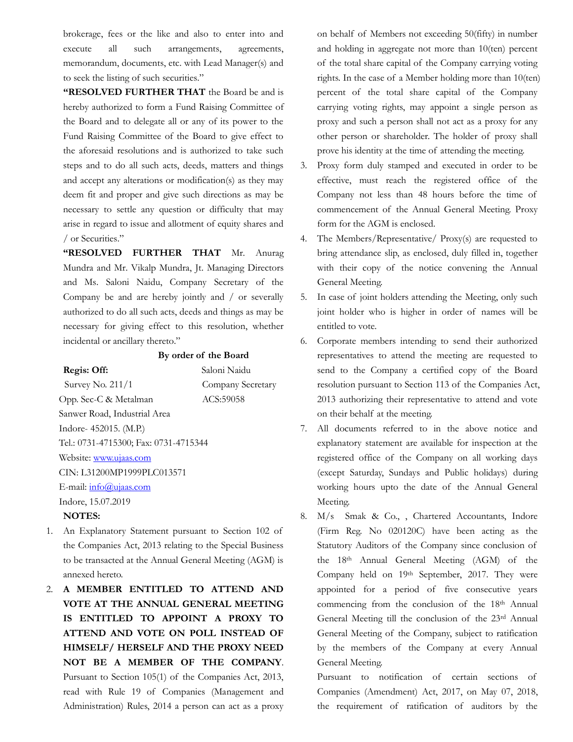brokerage, fees or the like and also to enter into and execute all such arrangements, agreements, memorandum, documents, etc. with Lead Manager(s) and to seek the listing of such securities."

**"RESOLVED FURTHER THAT** the Board be and is hereby authorized to form a Fund Raising Committee of the Board and to delegate all or any of its power to the Fund Raising Committee of the Board to give effect to the aforesaid resolutions and is authorized to take such steps and to do all such acts, deeds, matters and things and accept any alterations or modification(s) as they may deem fit and proper and give such directions as may be necessary to settle any question or difficulty that may arise in regard to issue and allotment of equity shares and / or Securities."

**"RESOLVED FURTHER THAT** Mr. Anurag Mundra and Mr. Vikalp Mundra, Jt. Managing Directors and Ms. Saloni Naidu, Company Secretary of the Company be and are hereby jointly and / or severally authorized to do all such acts, deeds and things as may be necessary for giving effect to this resolution, whether incidental or ancillary thereto."

**By order of the Board**

Saloni Naidu
Company Secretary
ACS:59058

**Regis: Off:**
Survey No. 211/1
Opp. Sec-C & Metalman
Sanwer Road, Industrial Area
Indore- 452015. (M.P.)
Tel.: 0731-4715300; Fax: 0731-4715344
Website: www.ujaas.com
CIN: L31200MP1999PLC013571
E-mail: info@ujaas.com
Indore, 15.07.2019

**NOTES:**

1. An Explanatory Statement pursuant to Section 102 of the Companies Act, 2013 relating to the Special Business to be transacted at the Annual General Meeting (AGM) is annexed hereto.
2. **A MEMBER ENTITLED TO ATTEND AND VOTE AT THE ANNUAL GENERAL MEETING IS ENTITLED TO APPOINT A PROXY TO ATTEND AND VOTE ON POLL INSTEAD OF HIMSELF/ HERSELF AND THE PROXY NEED NOT BE A MEMBER OF THE COMPANY**. Pursuant to Section 105(1) of the Companies Act, 2013, read with Rule 19 of Companies (Management and Administration) Rules, 2014 a person can act as a proxy on behalf of Members not exceeding 50(fifty) in number and holding in aggregate not more than 10(ten) percent of the total share capital of the Company carrying voting rights. In the case of a Member holding more than 10(ten) percent of the total share capital of the Company carrying voting rights, may appoint a single person as proxy and such a person shall not act as a proxy for any other person or shareholder. The holder of proxy shall prove his identity at the time of attending the meeting.
3. Proxy form duly stamped and executed in order to be effective, must reach the registered office of the Company not less than 48 hours before the time of commencement of the Annual General Meeting. Proxy form for the AGM is enclosed.
4. The Members/Representative/ Proxy(s) are requested to bring attendance slip, as enclosed, duly filled in, together with their copy of the notice convening the Annual General Meeting.
5. In case of joint holders attending the Meeting, only such joint holder who is higher in order of names will be entitled to vote.
6. Corporate members intending to send their authorized representatives to attend the meeting are requested to send to the Company a certified copy of the Board resolution pursuant to Section 113 of the Companies Act, 2013 authorizing their representative to attend and vote on their behalf at the meeting.
7. All documents referred to in the above notice and explanatory statement are available for inspection at the registered office of the Company on all working days (except Saturday, Sundays and Public holidays) during working hours upto the date of the Annual General Meeting.
8. M/s Smak & Co., , Chartered Accountants, Indore (Firm Reg. No 020120C) have been acting as the Statutory Auditors of the Company since conclusion of the 18th Annual General Meeting (AGM) of the Company held on 19th September, 2017. They were appointed for a period of five consecutive years commencing from the conclusion of the 18th Annual General Meeting till the conclusion of the 23rd Annual General Meeting of the Company, subject to ratification by the members of the Company at every Annual General Meeting.

   Pursuant to notification of certain sections of Companies (Amendment) Act, 2017, on May 07, 2018, the requirement of ratification of auditors by the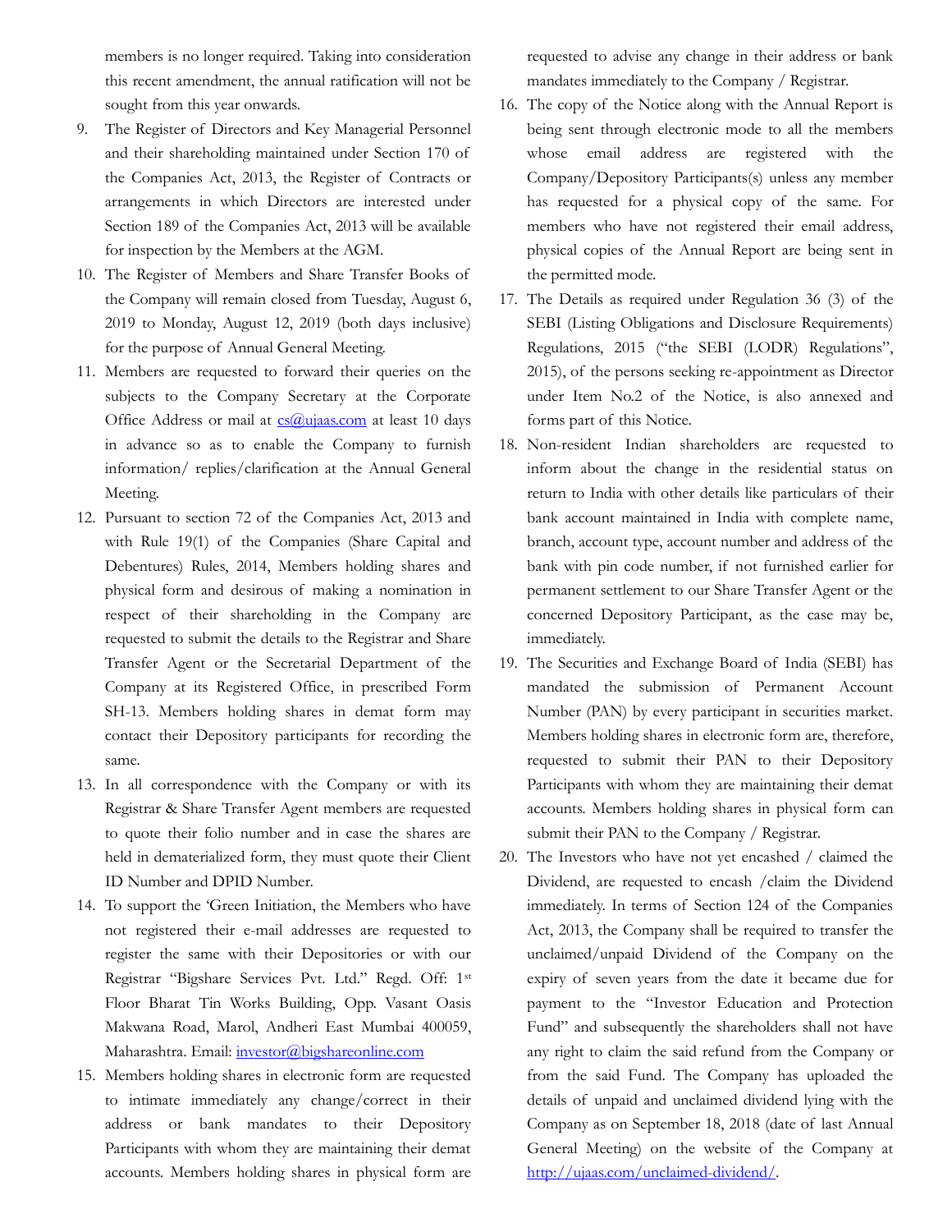members is no longer required. Taking into consideration this recent amendment, the annual ratification will not be sought from this year onwards.

9. The Register of Directors and Key Managerial Personnel and their shareholding maintained under Section 170 of the Companies Act, 2013, the Register of Contracts or arrangements in which Directors are interested under Section 189 of the Companies Act, 2013 will be available for inspection by the Members at the AGM.
10. The Register of Members and Share Transfer Books of the Company will remain closed from Tuesday, August 6, 2019 to Monday, August 12, 2019 (both days inclusive) for the purpose of Annual General Meeting.
11. Members are requested to forward their queries on the subjects to the Company Secretary at the Corporate Office Address or mail at cs@ujaas.com at least 10 days in advance so as to enable the Company to furnish information/ replies/clarification at the Annual General Meeting.
12. Pursuant to section 72 of the Companies Act, 2013 and with Rule 19(1) of the Companies (Share Capital and Debentures) Rules, 2014, Members holding shares and physical form and desirous of making a nomination in respect of their shareholding in the Company are requested to submit the details to the Registrar and Share Transfer Agent or the Secretarial Department of the Company at its Registered Office, in prescribed Form SH-13. Members holding shares in demat form may contact their Depository participants for recording the same.
13. In all correspondence with the Company or with its Registrar & Share Transfer Agent members are requested to quote their folio number and in case the shares are held in dematerialized form, they must quote their Client ID Number and DPID Number.
14. To support the 'Green Initiation, the Members who have not registered their e-mail addresses are requested to register the same with their Depositories or with our Registrar "Bigshare Services Pvt. Ltd." Regd. Off: 1st Floor Bharat Tin Works Building, Opp. Vasant Oasis Makwana Road, Marol, Andheri East Mumbai 400059, Maharashtra. Email: investor@bigshareonline.com
15. Members holding shares in electronic form are requested to intimate immediately any change/correct in their address or bank mandates to their Depository Participants with whom they are maintaining their demat accounts. Members holding shares in physical form are requested to advise any change in their address or bank mandates immediately to the Company / Registrar.
16. The copy of the Notice along with the Annual Report is being sent through electronic mode to all the members whose email address are registered with the Company/Depository Participants(s) unless any member has requested for a physical copy of the same. For members who have not registered their email address, physical copies of the Annual Report are being sent in the permitted mode.
17. The Details as required under Regulation 36 (3) of the SEBI (Listing Obligations and Disclosure Requirements) Regulations, 2015 ("the SEBI (LODR) Regulations", 2015), of the persons seeking re-appointment as Director under Item No.2 of the Notice, is also annexed and forms part of this Notice.
18. Non-resident Indian shareholders are requested to inform about the change in the residential status on return to India with other details like particulars of their bank account maintained in India with complete name, branch, account type, account number and address of the bank with pin code number, if not furnished earlier for permanent settlement to our Share Transfer Agent or the concerned Depository Participant, as the case may be, immediately.
19. The Securities and Exchange Board of India (SEBI) has mandated the submission of Permanent Account Number (PAN) by every participant in securities market. Members holding shares in electronic form are, therefore, requested to submit their PAN to their Depository Participants with whom they are maintaining their demat accounts. Members holding shares in physical form can submit their PAN to the Company / Registrar.
20. The Investors who have not yet encashed / claimed the Dividend, are requested to encash /claim the Dividend immediately. In terms of Section 124 of the Companies Act, 2013, the Company shall be required to transfer the unclaimed/unpaid Dividend of the Company on the expiry of seven years from the date it became due for payment to the "Investor Education and Protection Fund" and subsequently the shareholders shall not have any right to claim the said refund from the Company or from the said Fund. The Company has uploaded the details of unpaid and unclaimed dividend lying with the Company as on September 18, 2018 (date of last Annual General Meeting) on the website of the Company at http://ujaas.com/unclaimed-dividend/.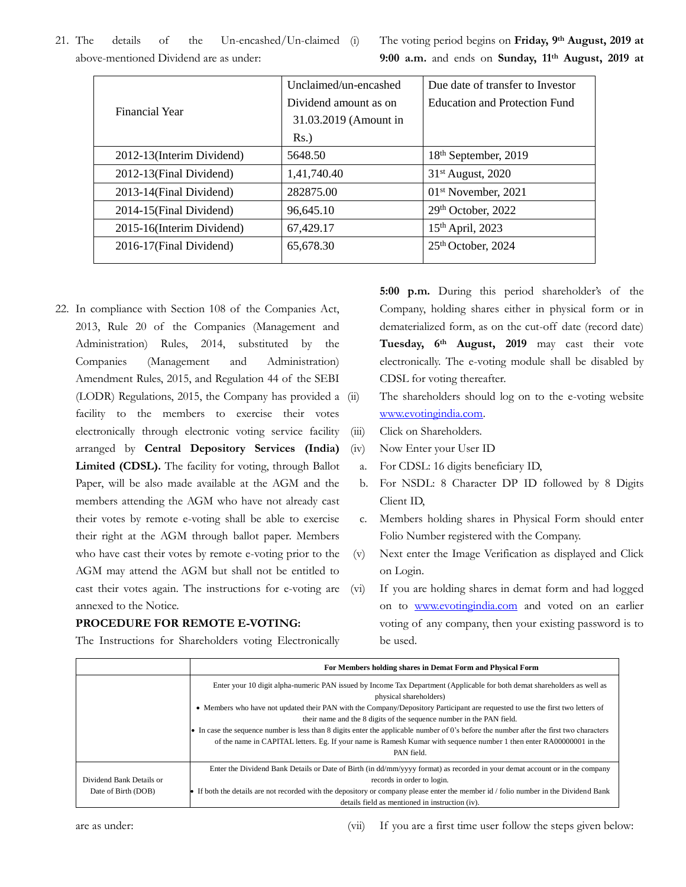21. The details of the Un-encashed/Un-claimed above-mentioned Dividend are as under:

| Financial Year | Unclaimed/un-encashed Dividend amount as on 31.03.2019 (Amount in Rs.) | Due date of transfer to Investor Education and Protection Fund |
|---|---|---|
| 2012-13(Interim Dividend) | 5648.50 | 18th September, 2019 |
| 2012-13(Final Dividend) | 1,41,740.40 | 31st August, 2020 |
| 2013-14(Final Dividend) | 282875.00 | 01st November, 2021 |
| 2014-15(Final Dividend) | 96,645.10 | 29th October, 2022 |
| 2015-16(Interim Dividend) | 67,429.17 | 15th April, 2023 |
| 2016-17(Final Dividend) | 65,678.30 | 25th October, 2024 |

22. In compliance with Section 108 of the Companies Act, 2013, Rule 20 of the Companies (Management and Administration) Rules, 2014, substituted by the Companies (Management and Administration) Amendment Rules, 2015, and Regulation 44 of the SEBI (LODR) Regulations, 2015, the Company has provided a facility to the members to exercise their votes electronically through electronic voting service facility arranged by **Central Depository Services (India) Limited (CDSL).** The facility for voting, through Ballot Paper, will be also made available at the AGM and the members attending the AGM who have not already cast their votes by remote e-voting shall be able to exercise their right at the AGM through ballot paper. Members who have cast their votes by remote e-voting prior to the AGM may attend the AGM but shall not be entitled to cast their votes again. The instructions for e-voting are annexed to the Notice.

**PROCEDURE FOR REMOTE E-VOTING:**

The Instructions for Shareholders voting Electronically are as under:

(i) The voting period begins on **Friday, 9th August, 2019 at 9:00 a.m.** and ends on **Sunday, 11th August, 2019 at 5:00 p.m.** During this period shareholder's of the Company, holding shares either in physical form or in dematerialized form, as on the cut-off date (record date) **Tuesday, 6th August, 2019** may cast their vote electronically. The e-voting module shall be disabled by CDSL for voting thereafter.

(ii) The shareholders should log on to the e-voting website www.evotingindia.com.

(iii) Click on Shareholders.

(iv) Now Enter your User ID

a. For CDSL: 16 digits beneficiary ID,

b. For NSDL: 8 Character DP ID followed by 8 Digits Client ID,

c. Members holding shares in Physical Form should enter Folio Number registered with the Company.

(v) Next enter the Image Verification as displayed and Click on Login.

(vi) If you are holding shares in demat form and had logged on to www.evotingindia.com and voted on an earlier voting of any company, then your existing password is to be used.

(vii) If you are a first time user follow the steps given below:

| | For Members holding shares in Demat Form and Physical Form |
|---|---|
| | Enter your 10 digit alpha-numeric PAN issued by Income Tax Department (Applicable for both demat shareholders as well as physical shareholders)<br>• Members who have not updated their PAN with the Company/Depository Participant are requested to use the first two letters of their name and the 8 digits of the sequence number in the PAN field.<br>• In case the sequence number is less than 8 digits enter the applicable number of 0's before the number after the first two characters of the name in CAPITAL letters. Eg. If your name is Ramesh Kumar with sequence number 1 then enter RA00000001 in the PAN field. |
| Dividend Bank Details or Date of Birth (DOB) | Enter the Dividend Bank Details or Date of Birth (in dd/mm/yyyy format) as recorded in your demat account or in the company records in order to login.<br>• If both the details are not recorded with the depository or company please enter the member id / folio number in the Dividend Bank details field as mentioned in instruction (iv). |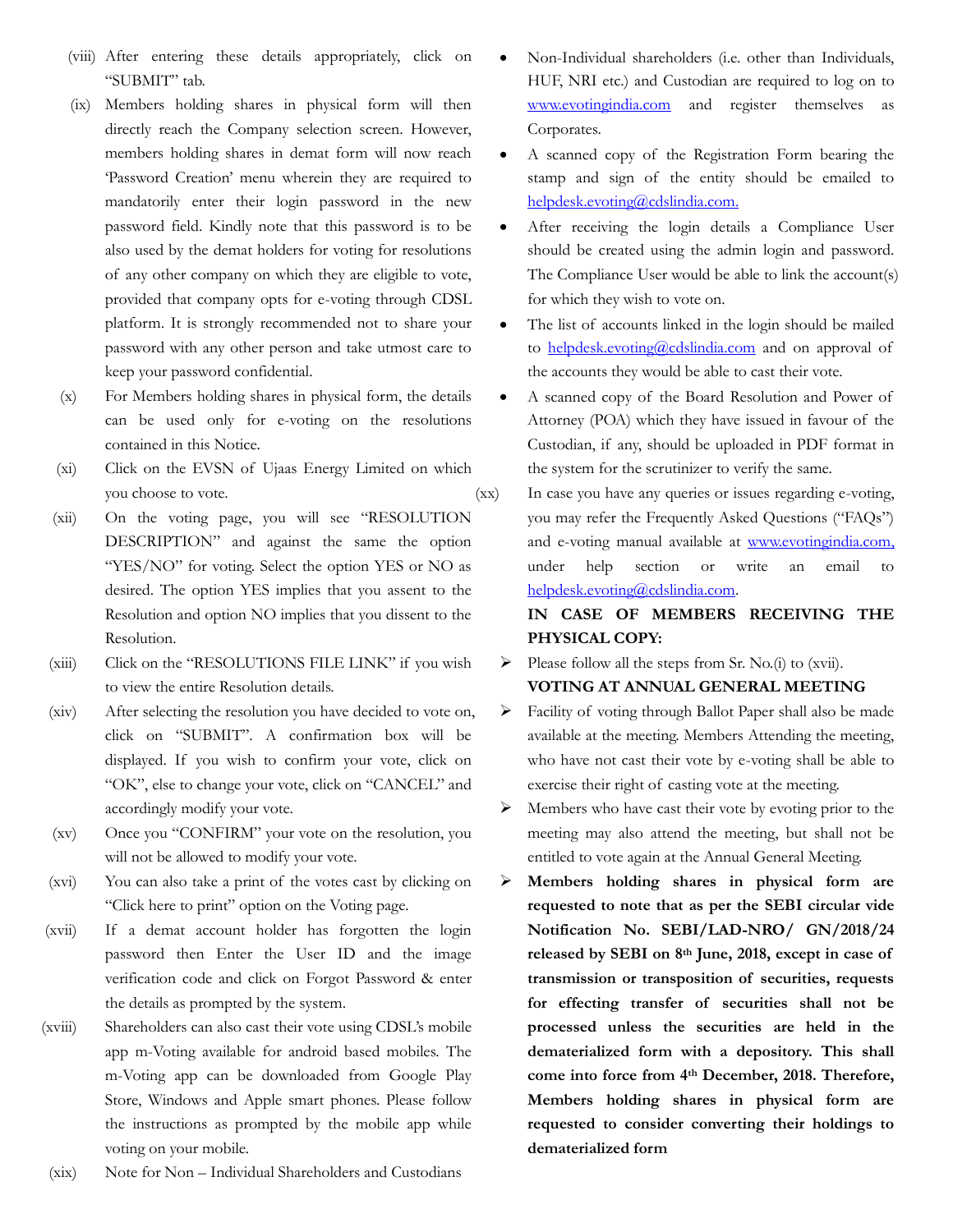(viii) After entering these details appropriately, click on "SUBMIT" tab.

(ix) Members holding shares in physical form will then directly reach the Company selection screen. However, members holding shares in demat form will now reach 'Password Creation' menu wherein they are required to mandatorily enter their login password in the new password field. Kindly note that this password is to be also used by the demat holders for voting for resolutions of any other company on which they are eligible to vote, provided that company opts for e-voting through CDSL platform. It is strongly recommended not to share your password with any other person and take utmost care to keep your password confidential.

(x) For Members holding shares in physical form, the details can be used only for e-voting on the resolutions contained in this Notice.

(xi) Click on the EVSN of Ujaas Energy Limited on which you choose to vote.

(xii) On the voting page, you will see "RESOLUTION DESCRIPTION" and against the same the option "YES/NO" for voting. Select the option YES or NO as desired. The option YES implies that you assent to the Resolution and option NO implies that you dissent to the Resolution.

(xiii) Click on the "RESOLUTIONS FILE LINK" if you wish to view the entire Resolution details.

(xiv) After selecting the resolution you have decided to vote on, click on "SUBMIT". A confirmation box will be displayed. If you wish to confirm your vote, click on "OK", else to change your vote, click on "CANCEL" and accordingly modify your vote.

(xv) Once you "CONFIRM" your vote on the resolution, you will not be allowed to modify your vote.

(xvi) You can also take a print of the votes cast by clicking on "Click here to print" option on the Voting page.

(xvii) If a demat account holder has forgotten the login password then Enter the User ID and the image verification code and click on Forgot Password & enter the details as prompted by the system.

(xviii) Shareholders can also cast their vote using CDSL's mobile app m-Voting available for android based mobiles. The m-Voting app can be downloaded from Google Play Store, Windows and Apple smart phones. Please follow the instructions as prompted by the mobile app while voting on your mobile.

(xix) Note for Non – Individual Shareholders and Custodians

- Non-Individual shareholders (i.e. other than Individuals, HUF, NRI etc.) and Custodian are required to log on to www.evotingindia.com and register themselves as Corporates.
- A scanned copy of the Registration Form bearing the stamp and sign of the entity should be emailed to helpdesk.evoting@cdslindia.com.
- After receiving the login details a Compliance User should be created using the admin login and password. The Compliance User would be able to link the account(s) for which they wish to vote on.
- The list of accounts linked in the login should be mailed to helpdesk.evoting@cdslindia.com and on approval of the accounts they would be able to cast their vote.
- A scanned copy of the Board Resolution and Power of Attorney (POA) which they have issued in favour of the Custodian, if any, should be uploaded in PDF format in the system for the scrutinizer to verify the same.

(xx) In case you have any queries or issues regarding e-voting, you may refer the Frequently Asked Questions ("FAQs") and e-voting manual available at www.evotingindia.com, under help section or write an email to helpdesk.evoting@cdslindia.com.

**IN CASE OF MEMBERS RECEIVING THE PHYSICAL COPY:**

- Please follow all the steps from Sr. No.(i) to (xvii).

**VOTING AT ANNUAL GENERAL MEETING**

- Facility of voting through Ballot Paper shall also be made available at the meeting. Members Attending the meeting, who have not cast their vote by e-voting shall be able to exercise their right of casting vote at the meeting.
- Members who have cast their vote by evoting prior to the meeting may also attend the meeting, but shall not be entitled to vote again at the Annual General Meeting.
- **Members holding shares in physical form are requested to note that as per the SEBI circular vide Notification No. SEBI/LAD-NRO/ GN/2018/24 released by SEBI on 8th June, 2018, except in case of transmission or transposition of securities, requests for effecting transfer of securities shall not be processed unless the securities are held in the dematerialized form with a depository. This shall come into force from 4th December, 2018. Therefore, Members holding shares in physical form are requested to consider converting their holdings to dematerialized form**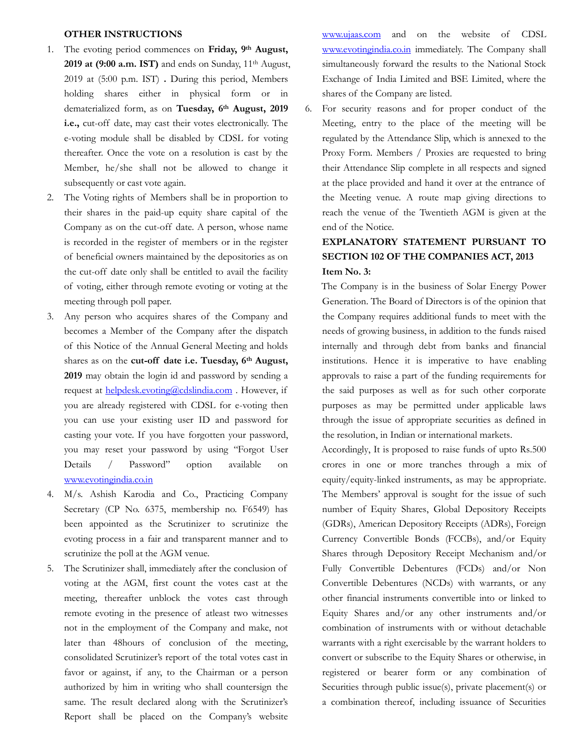**OTHER INSTRUCTIONS**

1. The evoting period commences on **Friday, 9th August, 2019 at (9:00 a.m. IST)** and ends on Sunday, 11th August, 2019 at (5:00 p.m. IST) **.** During this period, Members holding shares either in physical form or in dematerialized form, as on **Tuesday, 6th August, 2019 i.e.,** cut-off date, may cast their votes electronically. The e-voting module shall be disabled by CDSL for voting thereafter. Once the vote on a resolution is cast by the Member, he/she shall not be allowed to change it subsequently or cast vote again.
2. The Voting rights of Members shall be in proportion to their shares in the paid-up equity share capital of the Company as on the cut-off date. A person, whose name is recorded in the register of members or in the register of beneficial owners maintained by the depositories as on the cut-off date only shall be entitled to avail the facility of voting, either through remote evoting or voting at the meeting through poll paper.
3. Any person who acquires shares of the Company and becomes a Member of the Company after the dispatch of this Notice of the Annual General Meeting and holds shares as on the **cut-off date i.e. Tuesday, 6th August, 2019** may obtain the login id and password by sending a request at helpdesk.evoting@cdslindia.com . However, if you are already registered with CDSL for e-voting then you can use your existing user ID and password for casting your vote. If you have forgotten your password, you may reset your password by using "Forgot User Details / Password" option available on www.evotingindia.co.in
4. M/s. Ashish Karodia and Co., Practicing Company Secretary (CP No. 6375, membership no. F6549) has been appointed as the Scrutinizer to scrutinize the evoting process in a fair and transparent manner and to scrutinize the poll at the AGM venue.
5. The Scrutinizer shall, immediately after the conclusion of voting at the AGM, first count the votes cast at the meeting, thereafter unblock the votes cast through remote evoting in the presence of atleast two witnesses not in the employment of the Company and make, not later than 48hours of conclusion of the meeting, consolidated Scrutinizer's report of the total votes cast in favor or against, if any, to the Chairman or a person authorized by him in writing who shall countersign the same. The result declared along with the Scrutinizer's Report shall be placed on the Company's website www.ujaas.com and on the website of CDSL www.evotingindia.co.in immediately. The Company shall simultaneously forward the results to the National Stock Exchange of India Limited and BSE Limited, where the shares of the Company are listed.
6. For security reasons and for proper conduct of the Meeting, entry to the place of the meeting will be regulated by the Attendance Slip, which is annexed to the Proxy Form. Members / Proxies are requested to bring their Attendance Slip complete in all respects and signed at the place provided and hand it over at the entrance of the Meeting venue. A route map giving directions to reach the venue of the Twentieth AGM is given at the end of the Notice.

**EXPLANATORY STATEMENT PURSUANT TO SECTION 102 OF THE COMPANIES ACT, 2013**

**Item No. 3:**

The Company is in the business of Solar Energy Power Generation. The Board of Directors is of the opinion that the Company requires additional funds to meet with the needs of growing business, in addition to the funds raised internally and through debt from banks and financial institutions. Hence it is imperative to have enabling approvals to raise a part of the funding requirements for the said purposes as well as for such other corporate purposes as may be permitted under applicable laws through the issue of appropriate securities as defined in the resolution, in Indian or international markets.

Accordingly, It is proposed to raise funds of upto Rs.500 crores in one or more tranches through a mix of equity/equity-linked instruments, as may be appropriate. The Members' approval is sought for the issue of such number of Equity Shares, Global Depository Receipts (GDRs), American Depository Receipts (ADRs), Foreign Currency Convertible Bonds (FCCBs), and/or Equity Shares through Depository Receipt Mechanism and/or Fully Convertible Debentures (FCDs) and/or Non Convertible Debentures (NCDs) with warrants, or any other financial instruments convertible into or linked to Equity Shares and/or any other instruments and/or combination of instruments with or without detachable warrants with a right exercisable by the warrant holders to convert or subscribe to the Equity Shares or otherwise, in registered or bearer form or any combination of Securities through public issue(s), private placement(s) or a combination thereof, including issuance of Securities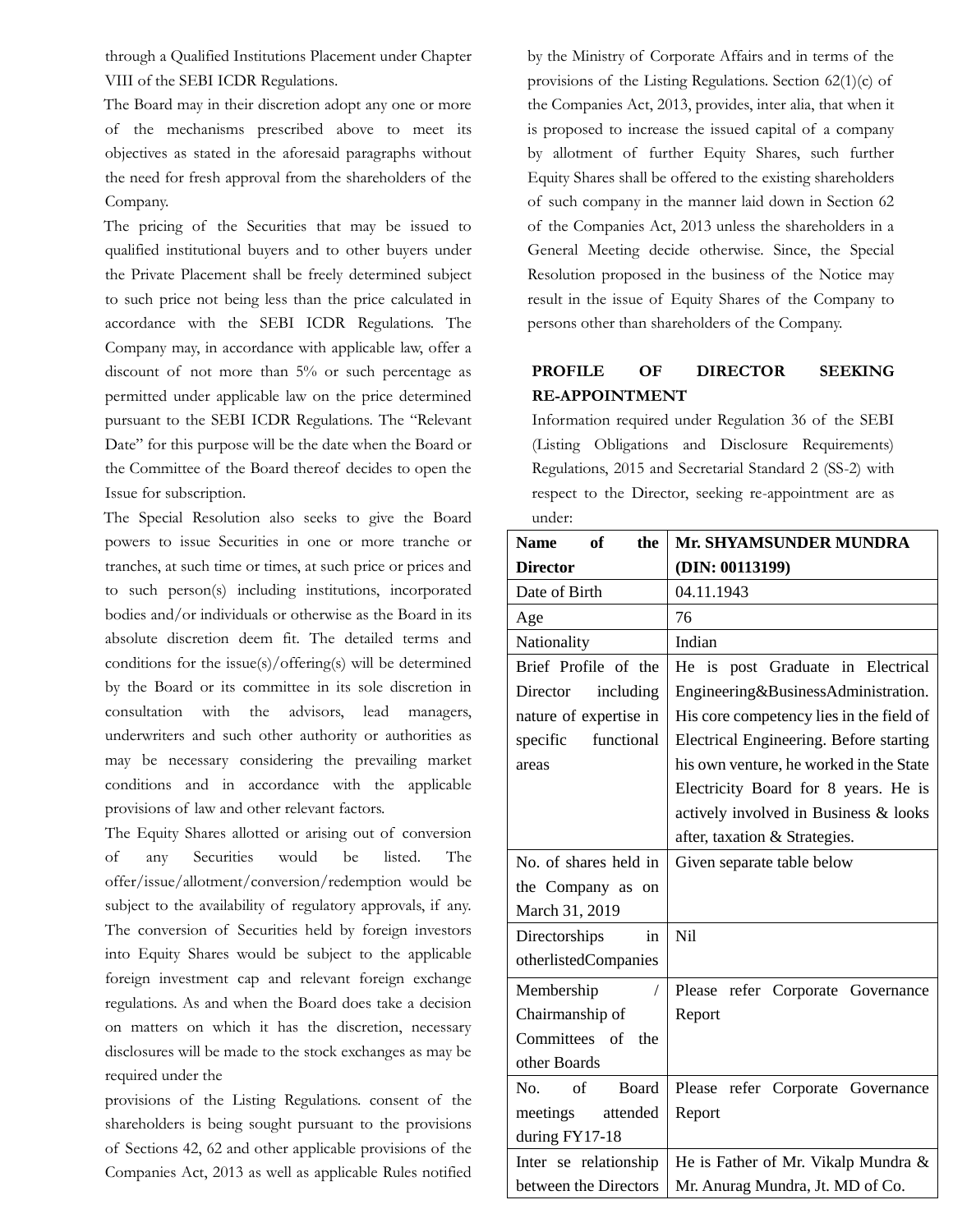through a Qualified Institutions Placement under Chapter VIII of the SEBI ICDR Regulations.

The Board may in their discretion adopt any one or more of the mechanisms prescribed above to meet its objectives as stated in the aforesaid paragraphs without the need for fresh approval from the shareholders of the Company.

The pricing of the Securities that may be issued to qualified institutional buyers and to other buyers under the Private Placement shall be freely determined subject to such price not being less than the price calculated in accordance with the SEBI ICDR Regulations. The Company may, in accordance with applicable law, offer a discount of not more than 5% or such percentage as permitted under applicable law on the price determined pursuant to the SEBI ICDR Regulations. The "Relevant Date" for this purpose will be the date when the Board or the Committee of the Board thereof decides to open the Issue for subscription.

The Special Resolution also seeks to give the Board powers to issue Securities in one or more tranche or tranches, at such time or times, at such price or prices and to such person(s) including institutions, incorporated bodies and/or individuals or otherwise as the Board in its absolute discretion deem fit. The detailed terms and conditions for the issue(s)/offering(s) will be determined by the Board or its committee in its sole discretion in consultation with the advisors, lead managers, underwriters and such other authority or authorities as may be necessary considering the prevailing market conditions and in accordance with the applicable provisions of law and other relevant factors.

The Equity Shares allotted or arising out of conversion of any Securities would be listed. The offer/issue/allotment/conversion/redemption would be subject to the availability of regulatory approvals, if any. The conversion of Securities held by foreign investors into Equity Shares would be subject to the applicable foreign investment cap and relevant foreign exchange regulations. As and when the Board does take a decision on matters on which it has the discretion, necessary disclosures will be made to the stock exchanges as may be required under the

provisions of the Listing Regulations. consent of the shareholders is being sought pursuant to the provisions of Sections 42, 62 and other applicable provisions of the Companies Act, 2013 as well as applicable Rules notified by the Ministry of Corporate Affairs and in terms of the provisions of the Listing Regulations. Section 62(1)(c) of the Companies Act, 2013, provides, inter alia, that when it is proposed to increase the issued capital of a company by allotment of further Equity Shares, such further Equity Shares shall be offered to the existing shareholders of such company in the manner laid down in Section 62 of the Companies Act, 2013 unless the shareholders in a General Meeting decide otherwise. Since, the Special Resolution proposed in the business of the Notice may result in the issue of Equity Shares of the Company to persons other than shareholders of the Company.

**PROFILE OF DIRECTOR SEEKING RE-APPOINTMENT**

Information required under Regulation 36 of the SEBI (Listing Obligations and Disclosure Requirements) Regulations, 2015 and Secretarial Standard 2 (SS-2) with respect to the Director, seeking re-appointment are as under:

| **Name of the Director** | **Mr. SHYAMSUNDER MUNDRA (DIN: 00113199)** |
|---|---|
| Date of Birth | 04.11.1943 |
| Age | 76 |
| Nationality | Indian |
| Brief Profile of the Director including nature of expertise in specific functional areas | He is post Graduate in Electrical Engineering&BusinessAdministration. His core competency lies in the field of Electrical Engineering. Before starting his own venture, he worked in the State Electricity Board for 8 years. He is actively involved in Business & looks after, taxation & Strategies. |
| No. of shares held in the Company as on March 31, 2019 | Given separate table below |
| Directorships in otherlistedCompanies | Nil |
| Membership / Chairmanship of Committees of the other Boards | Please refer Corporate Governance Report |
| No. of Board meetings attended during FY17-18 | Please refer Corporate Governance Report |
| Inter se relationship between the Directors | He is Father of Mr. Vikalp Mundra & Mr. Anurag Mundra, Jt. MD of Co. |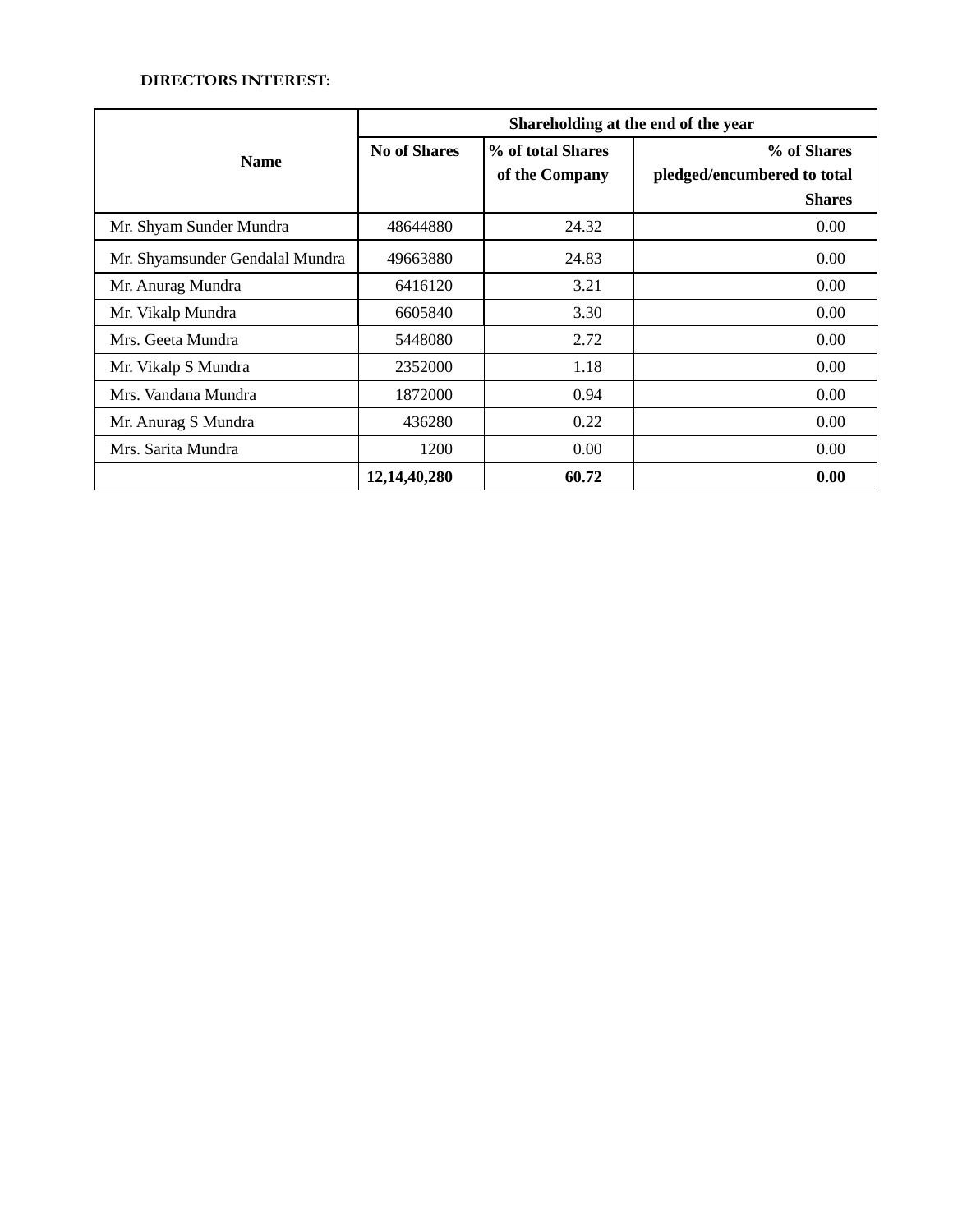**DIRECTORS INTEREST:**

| Name | Shareholding at the end of the year | | |
|---|---|---|---|
| | No of Shares | % of total Shares of the Company | % of Shares pledged/encumbered to total Shares |
| Mr. Shyam Sunder Mundra | 48644880 | 24.32 | 0.00 |
| Mr. Shyamsunder Gendalal Mundra | 49663880 | 24.83 | 0.00 |
| Mr. Anurag Mundra | 6416120 | 3.21 | 0.00 |
| Mr. Vikalp Mundra | 6605840 | 3.30 | 0.00 |
| Mrs. Geeta Mundra | 5448080 | 2.72 | 0.00 |
| Mr. Vikalp S Mundra | 2352000 | 1.18 | 0.00 |
| Mrs. Vandana Mundra | 1872000 | 0.94 | 0.00 |
| Mr. Anurag S Mundra | 436280 | 0.22 | 0.00 |
| Mrs. Sarita Mundra | 1200 | 0.00 | 0.00 |
| | **12,14,40,280** | **60.72** | **0.00** |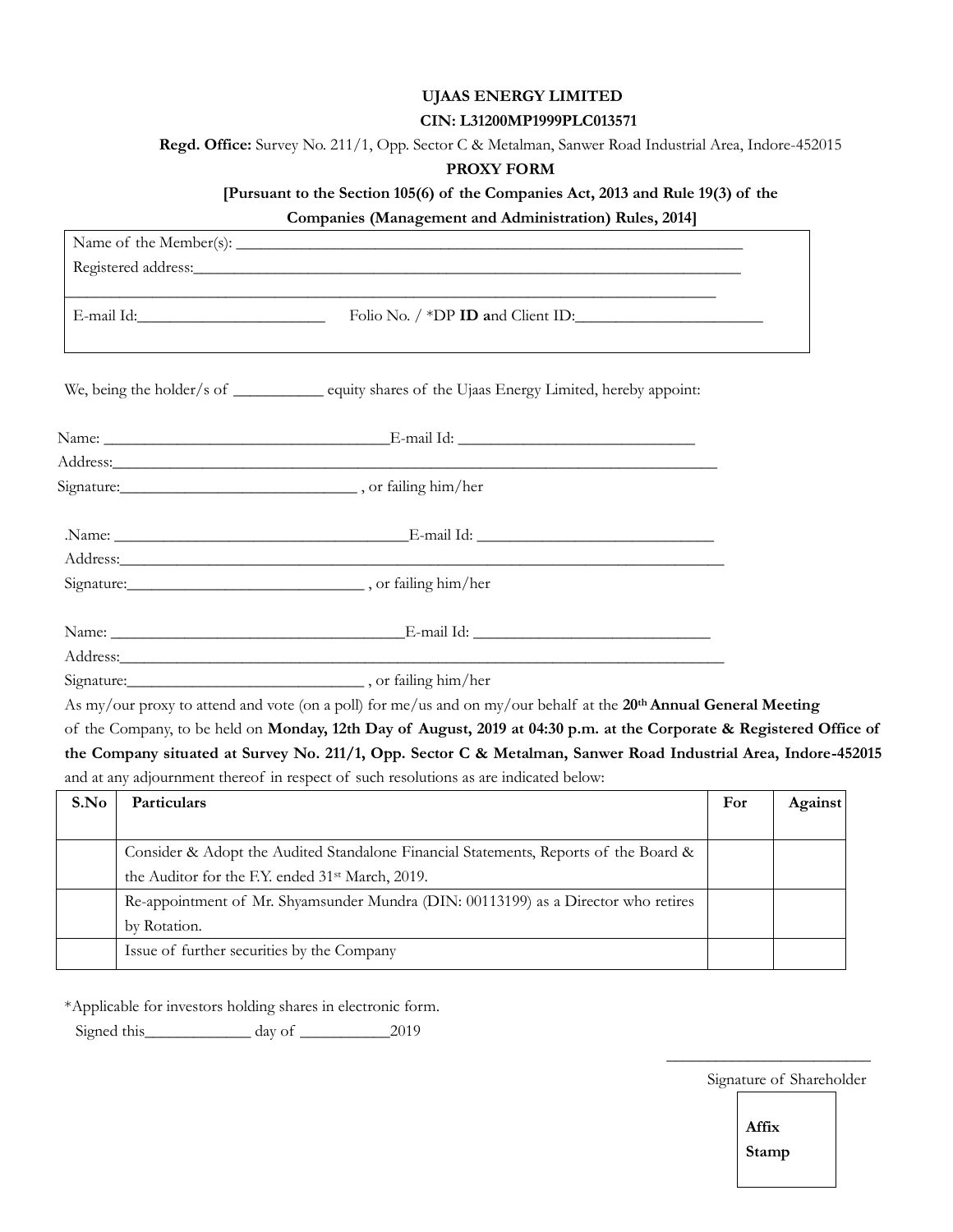**UJAAS ENERGY LIMITED**

**CIN: L31200MP1999PLC013571**

**Regd. Office:** Survey No. 211/1, Opp. Sector C & Metalman, Sanwer Road Industrial Area, Indore-452015

**PROXY FORM**

**[Pursuant to the Section 105(6) of the Companies Act, 2013 and Rule 19(3) of the Companies (Management and Administration) Rules, 2014]**

Name of the Member(s): ___________________________________________

Registered address:_______________________________________________

__________________________________________________________________

E-mail Id:________________________ Folio No. / *DP **ID a**nd Client ID:________________________

We, being the holder/s of ___________ equity shares of the Ujaas Energy Limited, hereby appoint:

Name: ___________________________________E-mail Id: _____________________________

Address:_________________________________________________________________________

Signature:______________________________ , or failing him/her

.Name: ___________________________________E-mail Id: _____________________________

Address:_________________________________________________________________________

Signature:______________________________ , or failing him/her

Name: ___________________________________E-mail Id: _____________________________

Address:_________________________________________________________________________

Signature:______________________________ , or failing him/her

As my/our proxy to attend and vote (on a poll) for me/us and on my/our behalf at the **20th Annual General Meeting** of the Company, to be held on **Monday, 12th Day of August, 2019 at 04:30 p.m. at the Corporate & Registered Office of the Company situated at Survey No. 211/1, Opp. Sector C & Metalman, Sanwer Road Industrial Area, Indore-452015** and at any adjournment thereof in respect of such resolutions as are indicated below:

| S.No | Particulars | For | Against |
|---|---|---|---|
| | Consider & Adopt the Audited Standalone Financial Statements, Reports of the Board & the Auditor for the F.Y. ended 31st March, 2019. | | |
| | Re-appointment of Mr. Shyamsunder Mundra (DIN: 00113199) as a Director who retires by Rotation. | | |
| | Issue of further securities by the Company | | |

*Applicable for investors holding shares in electronic form.

Signed this_____________ day of ___________2019

__________________________

Signature of Shareholder

**Affix Stamp**